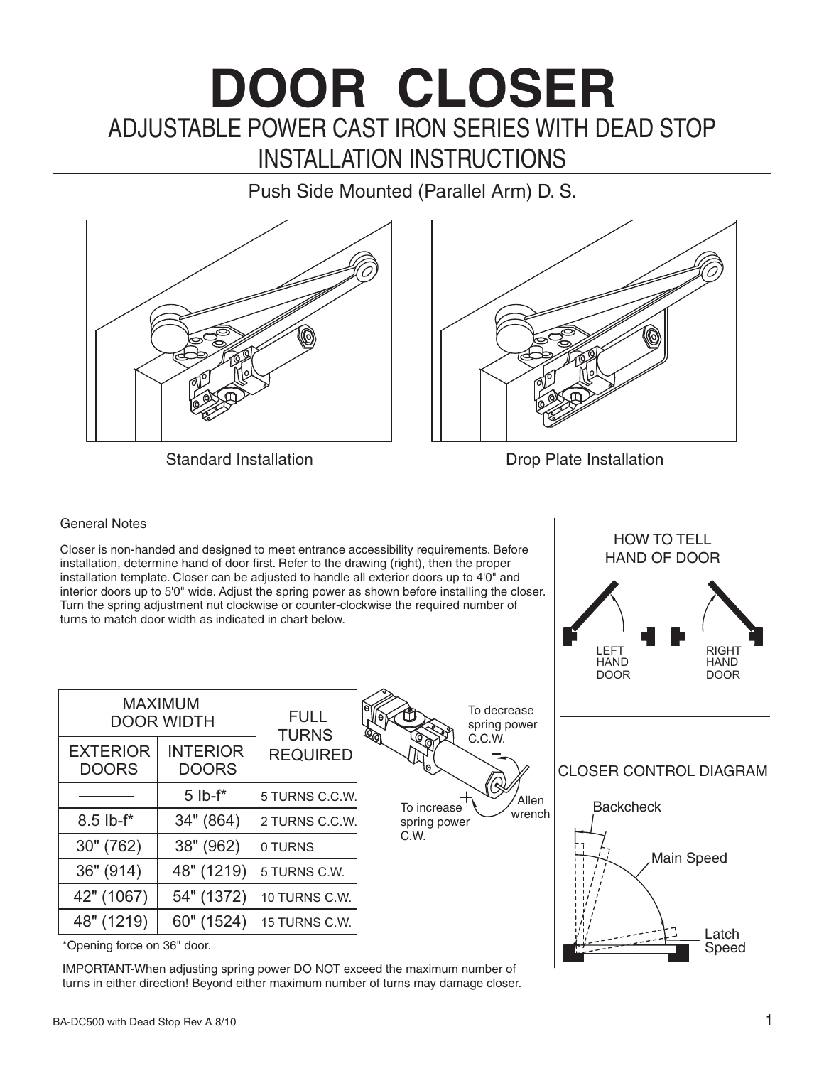# DOOR CLOSER

## ADJUSTABLE POWER CAST IRON SERIES WITH DEAD STOP INSTALLATION INSTRUCTIONS

Push Side Mounted (Parallel Arm) D. S.

Standard Installation

Drop Plate Installation

### General Notes

Closer is non-handed and designed to meet entrance accessibility requirements. Before installation, determine hand of door first. Refer to the drawing (right), then the proper installation template. Closer can be adjusted to handle all exterior doors up to 4'0" and interior doors up to 5'0" wide. Adjust the spring power as shown before installing the closer. Turn the spring adjustment nut clockwise or counter-clockwise the required number of turns to match door width as indicated in chart below.

| MAXIMUM DOOR WIDTH | | FULL TURNS REQUIRED |
|---|---|---|
| EXTERIOR DOORS | INTERIOR DOORS | |
| ———— | 5 lb-f* | 5 TURNS C.C.W. |
| 8.5 lb-f* | 34" (864) | 2 TURNS C.C.W. |
| 30" (762) | 38" (962) | 0 TURNS |
| 36" (914) | 48" (1219) | 5 TURNS C.W. |
| 42" (1067) | 54" (1372) | 10 TURNS C.W. |
| 48" (1219) | 60" (1524) | 15 TURNS C.W. |

*Opening force on 36" door.

To decrease spring power C.C.W. −

To increase spring power C.W. +

Allen wrench

IMPORTANT-When adjusting spring power DO NOT exceed the maximum number of turns in either direction! Beyond either maximum number of turns may damage closer.

### HOW TO TELL HAND OF DOOR

LEFT HAND DOOR

RIGHT HAND DOOR

### CLOSER CONTROL DIAGRAM

Backcheck

Main Speed

Latch Speed

BA-DC500 with Dead Stop Rev A 8/10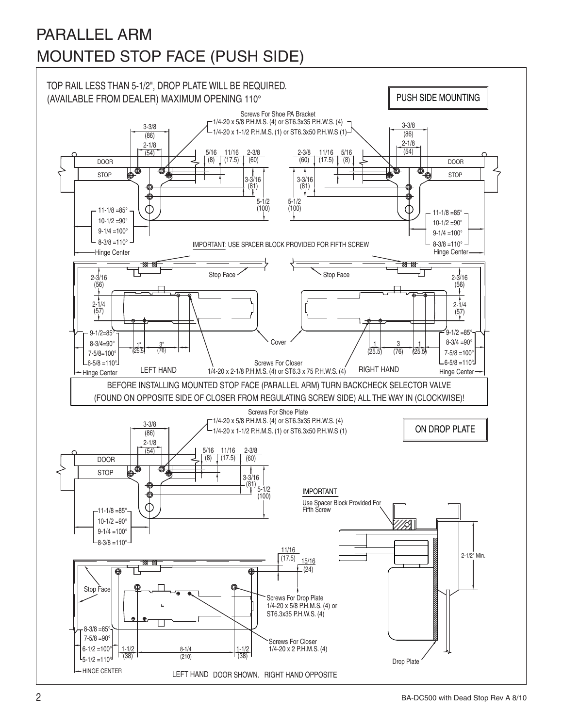# PARALLEL ARM MOUNTED STOP FACE (PUSH SIDE)

TOP RAIL LESS THAN 5-1/2", DROP PLATE WILL BE REQUIRED. (AVAILABLE FROM DEALER) MAXIMUM OPENING 110°

**PUSH SIDE MOUNTING**

Screws For Shoe PA Bracket
1/4-20 x 5/8 P.H.M.S. (4) or ST6.3x35 P.H.W.S. (4)
1/4-20 x 1-1/2 P.H.M.S. (1) or ST6.3x50 P.H.W.S (1)

3-3/8 (86)
2-1/8 (54)
5/16 (8)
11/16 (17.5)
2-3/8 (60)
3-3/16 (81)
5-1/2 (100)

DOOR
STOP

11-1/8 =85°
10-1/2 =90°
9-1/4 =100°
8-3/8 =110°
Hinge Center

IMPORTANT: USE SPACER BLOCK PROVIDED FOR FIFTH SCREW

Stop Face
2-3/16 (56)
2-1/4 (57)
9-1/2=85°
8-3/4=90°
7-5/8=100°
6-5/8 =110°
Hinge Center
1" (25.5)
3" (76)
Cover

LEFT HAND

Screws For Closer
1/4-20 x 2-1/8 P.H.M.S. (4) or ST6.3 x 75 P.H.W.S. (4)

RIGHT HAND

BEFORE INSTALLING MOUNTED STOP FACE (PARALLEL ARM) TURN BACKCHECK SELECTOR VALVE (FOUND ON OPPOSITE SIDE OF CLOSER FROM REGULATING SCREW SIDE) ALL THE WAY IN (CLOCKWISE)!

**ON DROP PLATE**

Screws For Shoe Plate
1/4-20 x 5/8 P.H.M.S. (4) or ST6.3x35 P.H.W.S. (4)
1/4-20 x 1-1/2 P.H.M.S. (1) or ST6.3x50 P.H.W.S (1)

3-3/8 (86)
2-1/8 (54)
5/16 (8)
11/16 (17.5)
2-3/8 (60)
3-3/16 (81)
5-1/2 (100)

DOOR
STOP

11-1/8 =85°
10-1/2 =90°
9-1/4 =100°
8-3/8 =110°

IMPORTANT
Use Spacer Block Provided For Fifth Screw

2-1/2" Min.

11/16 (17.5)
15/16 (24)

Stop Face

Screws For Drop Plate
1/4-20 x 5/8 P.H.M.S. (4) or ST6.3x35 P.H.W.S. (4)

8-3/8 =85°
7-5/8 =90°
6-1/2 =100°
5-1/2 =110°
HINGE CENTER
1-1/2 (38)
8-1/4 (210)
1-1/2 (38)

Screws For Closer
1/4-20 x 2 P.H.M.S. (4)

Drop Plate

LEFT HAND DOOR SHOWN. RIGHT HAND OPPOSITE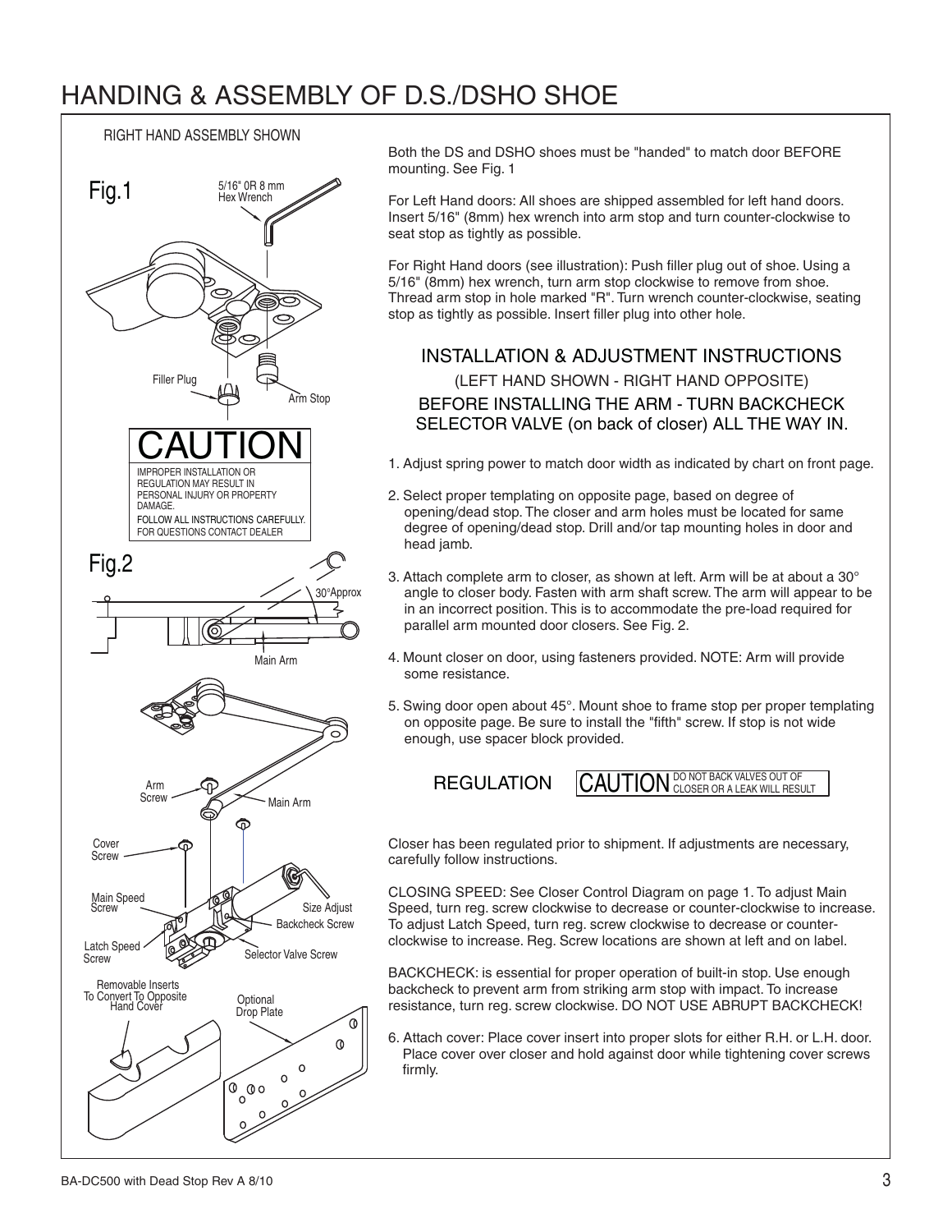# HANDING & ASSEMBLY OF D.S./DSHO SHOE

RIGHT HAND ASSEMBLY SHOWN

Fig.1

5/16" 0R 8 mm Hex Wrench

Filler Plug

Arm Stop

**CAUTION**

IMPROPER INSTALLATION OR REGULATION MAY RESULT IN PERSONAL INJURY OR PROPERTY DAMAGE.
FOLLOW ALL INSTRUCTIONS CAREFULLY.
FOR QUESTIONS CONTACT DEALER

Fig.2

30°Approx

Main Arm

Arm Screw

Main Arm

Cover Screw

Main Speed Screw

Size Adjust

Backcheck Screw

Latch Speed Screw

Selector Valve Screw

Removable Inserts To Convert To Opposite Hand Cover

Optional Drop Plate

Both the DS and DSHO shoes must be "handed" to match door BEFORE mounting. See Fig. 1

For Left Hand doors: All shoes are shipped assembled for left hand doors. Insert 5/16" (8mm) hex wrench into arm stop and turn counter-clockwise to seat stop as tightly as possible.

For Right Hand doors (see illustration): Push filler plug out of shoe. Using a 5/16" (8mm) hex wrench, turn arm stop clockwise to remove from shoe. Thread arm stop in hole marked "R". Turn wrench counter-clockwise, seating stop as tightly as possible. Insert filler plug into other hole.

## INSTALLATION & ADJUSTMENT INSTRUCTIONS

(LEFT HAND SHOWN - RIGHT HAND OPPOSITE)

BEFORE INSTALLING THE ARM - TURN BACKCHECK SELECTOR VALVE (on back of closer) ALL THE WAY IN.

1. Adjust spring power to match door width as indicated by chart on front page.
2. Select proper templating on opposite page, based on degree of opening/dead stop. The closer and arm holes must be located for same degree of opening/dead stop. Drill and/or tap mounting holes in door and head jamb.
3. Attach complete arm to closer, as shown at left. Arm will be at about a 30° angle to closer body. Fasten with arm shaft screw. The arm will appear to be in an incorrect position. This is to accommodate the pre-load required for parallel arm mounted door closers. See Fig. 2.
4. Mount closer on door, using fasteners provided. NOTE: Arm will provide some resistance.
5. Swing door open about 45°. Mount shoe to frame stop per proper templating on opposite page. Be sure to install the "fifth" screw. If stop is not wide enough, use spacer block provided.

REGULATION

**CAUTION** DO NOT BACK VALVES OUT OF CLOSER OR A LEAK WILL RESULT

Closer has been regulated prior to shipment. If adjustments are necessary, carefully follow instructions.

CLOSING SPEED: See Closer Control Diagram on page 1. To adjust Main Speed, turn reg. screw clockwise to decrease or counter-clockwise to increase. To adjust Latch Speed, turn reg. screw clockwise to decrease or counter-clockwise to increase. Reg. Screw locations are shown at left and on label.

BACKCHECK: is essential for proper operation of built-in stop. Use enough backcheck to prevent arm from striking arm stop with impact. To increase resistance, turn reg. screw clockwise. DO NOT USE ABRUPT BACKCHECK!

6. Attach cover: Place cover insert into proper slots for either R.H. or L.H. door. Place cover over closer and hold against door while tightening cover screws firmly.

BA-DC500 with Dead Stop Rev A 8/10